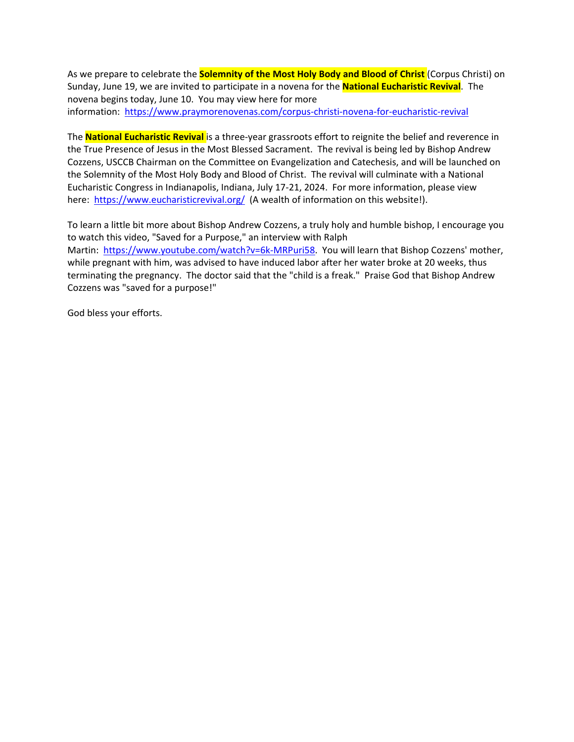As we prepare to celebrate the **Solemnity of the Most Holy Body and Blood of Christ** (Corpus Christi) on Sunday, June 19, we are invited to participate in a novena for the **National Eucharistic Revival**. The novena begins today, June 10. You may view here for more information: https://www.praymorenovenas.com/corpus-christi-novena-for-eucharistic-revival

The **National Eucharistic Revival** is a three-year grassroots effort to reignite the belief and reverence in the True Presence of Jesus in the Most Blessed Sacrament. The revival is being led by Bishop Andrew Cozzens, USCCB Chairman on the Committee on Evangelization and Catechesis, and will be launched on the Solemnity of the Most Holy Body and Blood of Christ. The revival will culminate with a National Eucharistic Congress in Indianapolis, Indiana, July 17-21, 2024. For more information, please view here: https://www.eucharisticrevival.org/ (A wealth of information on this website!).

To learn a little bit more about Bishop Andrew Cozzens, a truly holy and humble bishop, I encourage you to watch this video, "Saved for a Purpose," an interview with Ralph Martin: https://www.youtube.com/watch?v=6k-MRPuri58. You will learn that Bishop Cozzens' mother, while pregnant with him, was advised to have induced labor after her water broke at 20 weeks, thus terminating the pregnancy. The doctor said that the "child is a freak." Praise God that Bishop Andrew Cozzens was "saved for a purpose!"

God bless your efforts.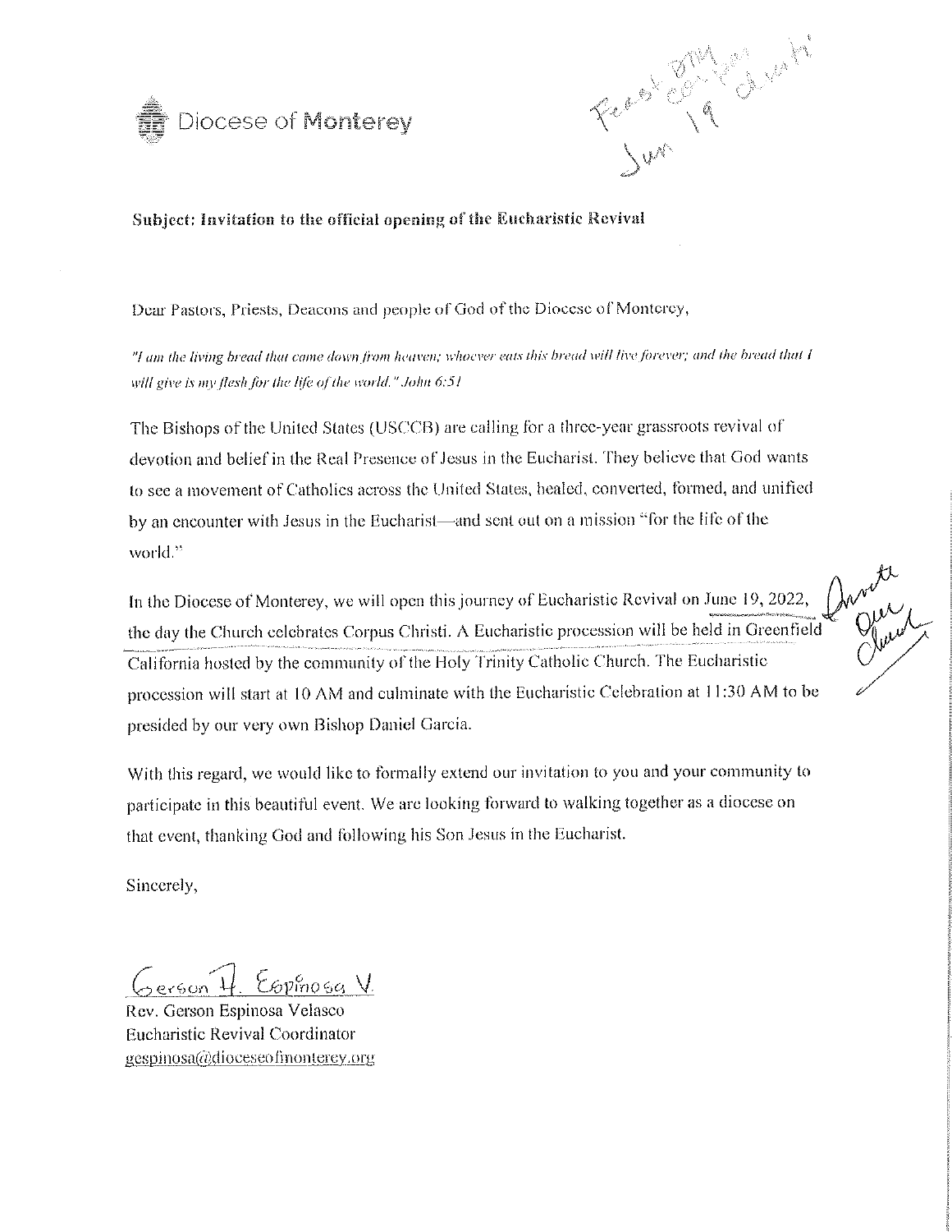Diocese of Monterey

Feast BMY Corpus Christi Jun 19

**Subject: Invitation to the official opening of the Eucharistic Revival**

Dear Pastors, Priests, Deacons and people of God of the Diocese of Monterey,

*"I am the living bread that came down from heaven; whoever eats this bread will live forever; and the bread that I will give is my flesh for the life of the world." John 6:51*

The Bishops of the United States (USCCB) are calling for a three-year grassroots revival of devotion and belief in the Real Presence of Jesus in the Eucharist. They believe that God wants to see a movement of Catholics across the United States, healed, converted, formed, and unified by an encounter with Jesus in the Eucharist—and sent out on a mission "for the life of the world."

In the Diocese of Monterey, we will open this journey of Eucharistic Revival on June 19, 2022, the day the Church celebrates Corpus Christi. A Eucharistic procession will be held in Greenfield California hosted by the community of the Holy Trinity Catholic Church. The Eucharistic procession will start at 10 AM and culminate with the Eucharistic Celebration at 11:30 AM to be presided by our very own Bishop Daniel Garcia.

Invite Our Church

With this regard, we would like to formally extend our invitation to you and your community to participate in this beautiful event. We are looking forward to walking together as a diocese on that event, thanking God and following his Son Jesus in the Eucharist.

Sincerely,

Gerson H. Espinosa V.

Rev. Gerson Espinosa Velasco
Eucharistic Revival Coordinator
gespinosa@dioceseofmonterey.org